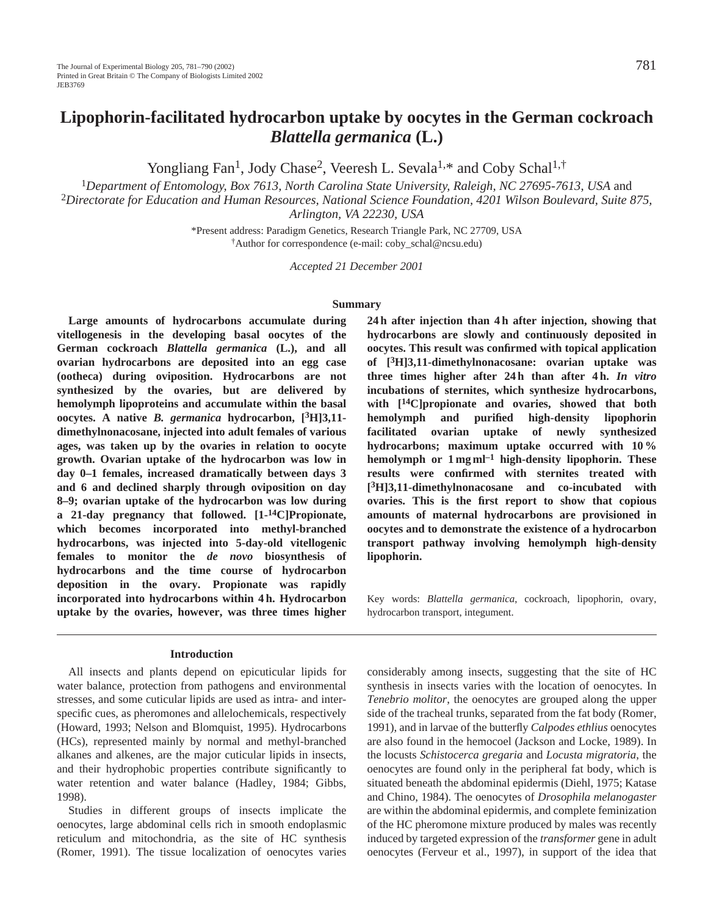# Lipophorin-facilitated hydrocarbon uptake by oocytes in the German cockroach *Blattella germanica* (L.)

Yongliang Fan[1], Jody Chase[2], Veeresh L. Sevala[1,*] and Coby Schal[1,†]

[1]*Department of Entomology, Box 7613, North Carolina State University, Raleigh, NC 27695-7613, USA* and [2]*Directorate for Education and Human Resources, National Science Foundation, 4201 Wilson Boulevard, Suite 875, Arlington, VA 22230, USA*

*Present address: Paradigm Genetics, Research Triangle Park, NC 27709, USA

†Author for correspondence (e-mail: coby_schal@ncsu.edu)

*Accepted 21 December 2001*

## Summary

**Large amounts of hydrocarbons accumulate during vitellogenesis in the developing basal oocytes of the German cockroach *Blattella germanica* (L.), and all ovarian hydrocarbons are deposited into an egg case (ootheca) during oviposition. Hydrocarbons are not synthesized by the ovaries, but are delivered by hemolymph lipoproteins and accumulate within the basal oocytes. A native *B. germanica* hydrocarbon, [$^3$H]3,11-dimethylnonacosane, injected into adult females of various ages, was taken up by the ovaries in relation to oocyte growth. Ovarian uptake of the hydrocarbon was low in day 0–1 females, increased dramatically between days 3 and 6 and declined sharply through oviposition on day 8–9; ovarian uptake of the hydrocarbon was low during a 21-day pregnancy that followed. [1-$^{14}$C]Propionate, which becomes incorporated into methyl-branched hydrocarbons, was injected into 5-day-old vitellogenic females to monitor the *de novo* biosynthesis of hydrocarbons and the time course of hydrocarbon deposition in the ovary. Propionate was rapidly incorporated into hydrocarbons within 4 h. Hydrocarbon uptake by the ovaries, however, was three times higher 24 h after injection than 4 h after injection, showing that hydrocarbons are slowly and continuously deposited in oocytes. This result was confirmed with topical application of [$^3$H]3,11-dimethylnonacosane: ovarian uptake was three times higher after 24 h than after 4 h. *In vitro* incubations of sternites, which synthesize hydrocarbons, with [$^{14}$C]propionate and ovaries, showed that both hemolymph and purified high-density lipophorin facilitated ovarian uptake of newly synthesized hydrocarbons; maximum uptake occurred with 10 % hemolymph or 1 mg ml$^{-1}$ high-density lipophorin. These results were confirmed with sternites treated with [$^3$H]3,11-dimethylnonacosane and co-incubated with ovaries. This is the first report to show that copious amounts of maternal hydrocarbons are provisioned in oocytes and to demonstrate the existence of a hydrocarbon transport pathway involving hemolymph high-density lipophorin.**

Key words: *Blattella germanica*, cockroach, lipophorin, ovary, hydrocarbon transport, integument.

## Introduction

All insects and plants depend on epicuticular lipids for water balance, protection from pathogens and environmental stresses, and some cuticular lipids are used as intra- and inter-specific cues, as pheromones and allelochemicals, respectively (Howard, 1993; Nelson and Blomquist, 1995). Hydrocarbons (HCs), represented mainly by normal and methyl-branched alkanes and alkenes, are the major cuticular lipids in insects, and their hydrophobic properties contribute significantly to water retention and water balance (Hadley, 1984; Gibbs, 1998).

Studies in different groups of insects implicate the oenocytes, large abdominal cells rich in smooth endoplasmic reticulum and mitochondria, as the site of HC synthesis (Romer, 1991). The tissue localization of oenocytes varies considerably among insects, suggesting that the site of HC synthesis in insects varies with the location of oenocytes. In *Tenebrio molitor*, the oenocytes are grouped along the upper side of the tracheal trunks, separated from the fat body (Romer, 1991), and in larvae of the butterfly *Calpodes ethlius* oenocytes are also found in the hemocoel (Jackson and Locke, 1989). In the locusts *Schistocerca gregaria* and *Locusta migratoria*, the oenocytes are found only in the peripheral fat body, which is situated beneath the abdominal epidermis (Diehl, 1975; Katase and Chino, 1984). The oenocytes of *Drosophila melanogaster* are within the abdominal epidermis, and complete feminization of the HC pheromone mixture produced by males was recently induced by targeted expression of the *transformer* gene in adult oenocytes (Ferveur et al., 1997), in support of the idea that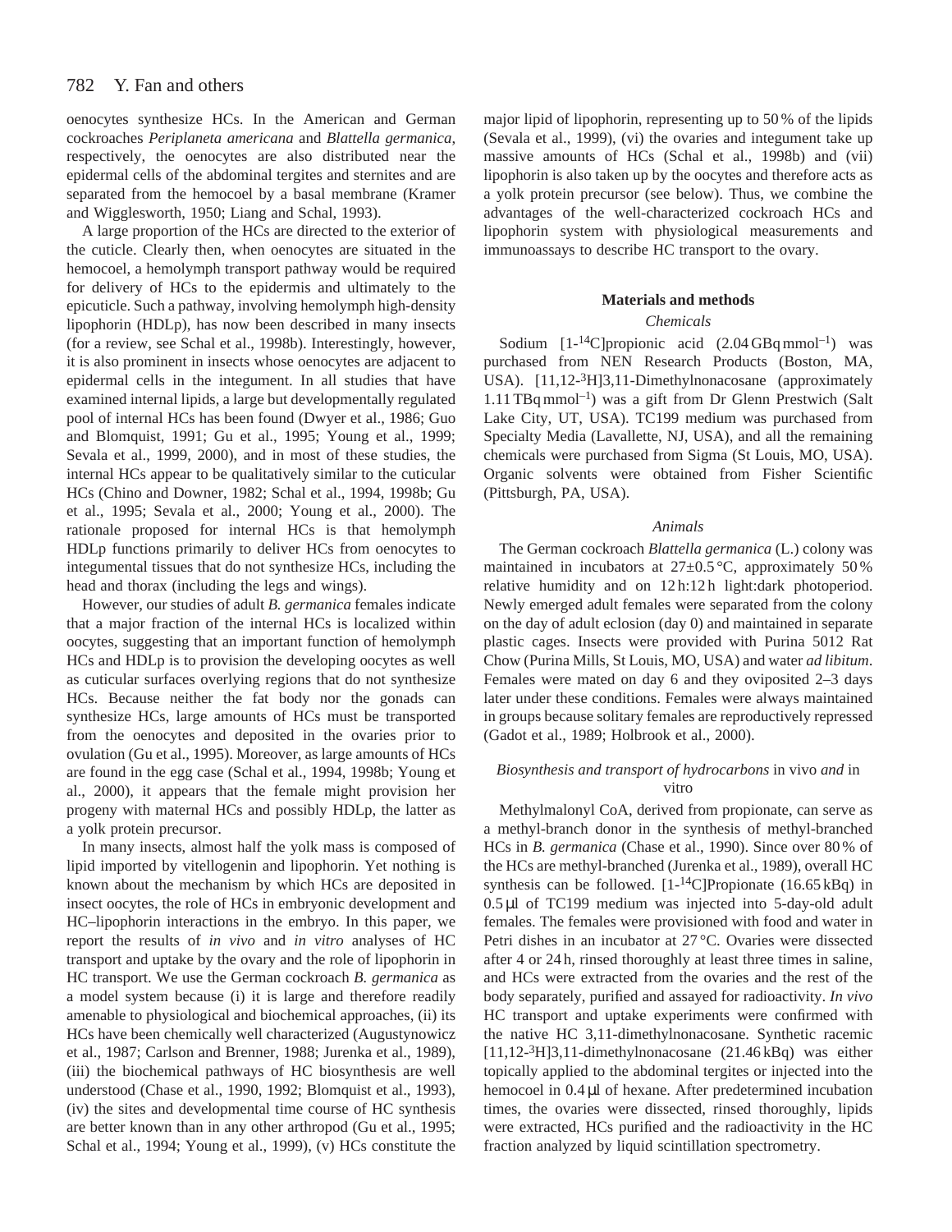oenocytes synthesize HCs. In the American and German cockroaches *Periplaneta americana* and *Blattella germanica*, respectively, the oenocytes are also distributed near the epidermal cells of the abdominal tergites and sternites and are separated from the hemocoel by a basal membrane (Kramer and Wigglesworth, 1950; Liang and Schal, 1993).

A large proportion of the HCs are directed to the exterior of the cuticle. Clearly then, when oenocytes are situated in the hemocoel, a hemolymph transport pathway would be required for delivery of HCs to the epidermis and ultimately to the epicuticle. Such a pathway, involving hemolymph high-density lipophorin (HDLp), has now been described in many insects (for a review, see Schal et al., 1998b). Interestingly, however, it is also prominent in insects whose oenocytes are adjacent to epidermal cells in the integument. In all studies that have examined internal lipids, a large but developmentally regulated pool of internal HCs has been found (Dwyer et al., 1986; Guo and Blomquist, 1991; Gu et al., 1995; Young et al., 1999; Sevala et al., 1999, 2000), and in most of these studies, the internal HCs appear to be qualitatively similar to the cuticular HCs (Chino and Downer, 1982; Schal et al., 1994, 1998b; Gu et al., 1995; Sevala et al., 2000; Young et al., 2000). The rationale proposed for internal HCs is that hemolymph HDLp functions primarily to deliver HCs from oenocytes to integumental tissues that do not synthesize HCs, including the head and thorax (including the legs and wings).

However, our studies of adult *B. germanica* females indicate that a major fraction of the internal HCs is localized within oocytes, suggesting that an important function of hemolymph HCs and HDLp is to provision the developing oocytes as well as cuticular surfaces overlying regions that do not synthesize HCs. Because neither the fat body nor the gonads can synthesize HCs, large amounts of HCs must be transported from the oenocytes and deposited in the ovaries prior to ovulation (Gu et al., 1995). Moreover, as large amounts of HCs are found in the egg case (Schal et al., 1994, 1998b; Young et al., 2000), it appears that the female might provision her progeny with maternal HCs and possibly HDLp, the latter as a yolk protein precursor.

In many insects, almost half the yolk mass is composed of lipid imported by vitellogenin and lipophorin. Yet nothing is known about the mechanism by which HCs are deposited in insect oocytes, the role of HCs in embryonic development and HC–lipophorin interactions in the embryo. In this paper, we report the results of *in vivo* and *in vitro* analyses of HC transport and uptake by the ovary and the role of lipophorin in HC transport. We use the German cockroach *B. germanica* as a model system because (i) it is large and therefore readily amenable to physiological and biochemical approaches, (ii) its HCs have been chemically well characterized (Augustynowicz et al., 1987; Carlson and Brenner, 1988; Jurenka et al., 1989), (iii) the biochemical pathways of HC biosynthesis are well understood (Chase et al., 1990, 1992; Blomquist et al., 1993), (iv) the sites and developmental time course of HC synthesis are better known than in any other arthropod (Gu et al., 1995; Schal et al., 1994; Young et al., 1999), (v) HCs constitute the major lipid of lipophorin, representing up to 50 % of the lipids (Sevala et al., 1999), (vi) the ovaries and integument take up massive amounts of HCs (Schal et al., 1998b) and (vii) lipophorin is also taken up by the oocytes and therefore acts as a yolk protein precursor (see below). Thus, we combine the advantages of the well-characterized cockroach HCs and lipophorin system with physiological measurements and immunoassays to describe HC transport to the ovary.

## Materials and methods

### *Chemicals*

Sodium [1-$^{14}$C]propionic acid (2.04 GBq mmol$^{-1}$) was purchased from NEN Research Products (Boston, MA, USA). [11,12-$^{3}$H]3,11-Dimethylnonacosane (approximately 1.11 TBq mmol$^{-1}$) was a gift from Dr Glenn Prestwich (Salt Lake City, UT, USA). TC199 medium was purchased from Specialty Media (Lavallette, NJ, USA), and all the remaining chemicals were purchased from Sigma (St Louis, MO, USA). Organic solvents were obtained from Fisher Scientific (Pittsburgh, PA, USA).

### *Animals*

The German cockroach *Blattella germanica* (L.) colony was maintained in incubators at 27±0.5 °C, approximately 50 % relative humidity and on 12 h:12 h light:dark photoperiod. Newly emerged adult females were separated from the colony on the day of adult eclosion (day 0) and maintained in separate plastic cages. Insects were provided with Purina 5012 Rat Chow (Purina Mills, St Louis, MO, USA) and water *ad libitum*. Females were mated on day 6 and they oviposited 2–3 days later under these conditions. Females were always maintained in groups because solitary females are reproductively repressed (Gadot et al., 1989; Holbrook et al., 2000).

### *Biosynthesis and transport of hydrocarbons* in vivo *and* in vitro

Methylmalonyl CoA, derived from propionate, can serve as a methyl-branch donor in the synthesis of methyl-branched HCs in *B. germanica* (Chase et al., 1990). Since over 80 % of the HCs are methyl-branched (Jurenka et al., 1989), overall HC synthesis can be followed. [1-$^{14}$C]Propionate (16.65 kBq) in 0.5 µl of TC199 medium was injected into 5-day-old adult females. The females were provisioned with food and water in Petri dishes in an incubator at 27 °C. Ovaries were dissected after 4 or 24 h, rinsed thoroughly at least three times in saline, and HCs were extracted from the ovaries and the rest of the body separately, purified and assayed for radioactivity. *In vivo* HC transport and uptake experiments were confirmed with the native HC 3,11-dimethylnonacosane. Synthetic racemic [11,12-$^{3}$H]3,11-dimethylnonacosane (21.46 kBq) was either topically applied to the abdominal tergites or injected into the hemocoel in 0.4 µl of hexane. After predetermined incubation times, the ovaries were dissected, rinsed thoroughly, lipids were extracted, HCs purified and the radioactivity in the HC fraction analyzed by liquid scintillation spectrometry.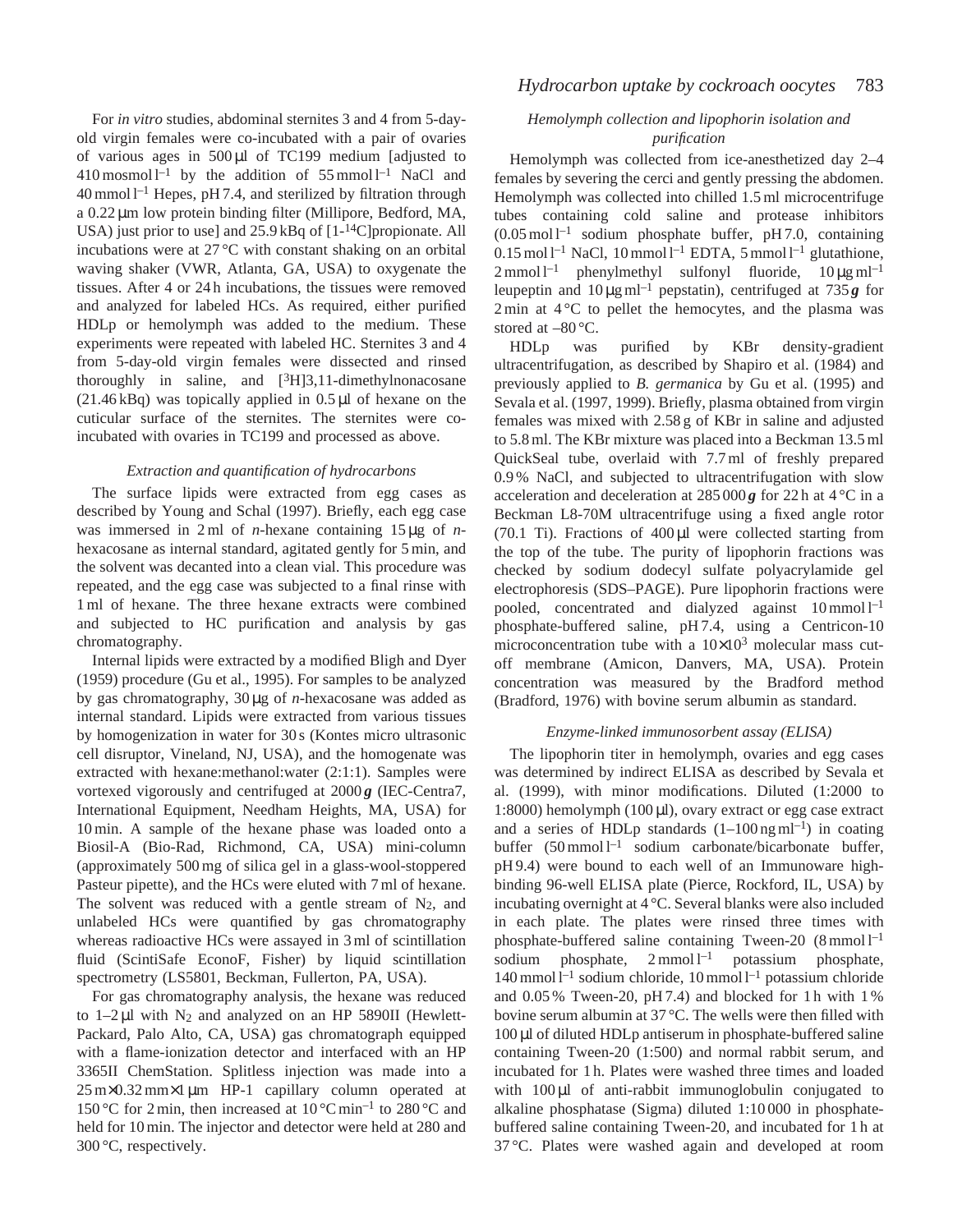For *in vitro* studies, abdominal sternites 3 and 4 from 5-day-old virgin females were co-incubated with a pair of ovaries of various ages in 500 μl of TC199 medium [adjusted to 410 mosmol $l^{-1}$ by the addition of 55 mmol $l^{-1}$ NaCl and 40 mmol $l^{-1}$ Hepes, pH 7.4, and sterilized by filtration through a 0.22 μm low protein binding filter (Millipore, Bedford, MA, USA) just prior to use] and 25.9 kBq of [1-$^{14}$C]propionate. All incubations were at 27 °C with constant shaking on an orbital waving shaker (VWR, Atlanta, GA, USA) to oxygenate the tissues. After 4 or 24 h incubations, the tissues were removed and analyzed for labeled HCs. As required, either purified HDLp or hemolymph was added to the medium. These experiments were repeated with labeled HC. Sternites 3 and 4 from 5-day-old virgin females were dissected and rinsed thoroughly in saline, and [$^{3}$H]3,11-dimethylnonacosane (21.46 kBq) was topically applied in 0.5 μl of hexane on the cuticular surface of the sternites. The sternites were co-incubated with ovaries in TC199 and processed as above.

### *Extraction and quantification of hydrocarbons*

The surface lipids were extracted from egg cases as described by Young and Schal (1997). Briefly, each egg case was immersed in 2 ml of *n*-hexane containing 15 μg of *n*-hexacosane as internal standard, agitated gently for 5 min, and the solvent was decanted into a clean vial. This procedure was repeated, and the egg case was subjected to a final rinse with 1 ml of hexane. The three hexane extracts were combined and subjected to HC purification and analysis by gas chromatography.

Internal lipids were extracted by a modified Bligh and Dyer (1959) procedure (Gu et al., 1995). For samples to be analyzed by gas chromatography, 30 μg of *n*-hexacosane was added as internal standard. Lipids were extracted from various tissues by homogenization in water for 30 s (Kontes micro ultrasonic cell disruptor, Vineland, NJ, USA), and the homogenate was extracted with hexane:methanol:water (2:1:1). Samples were vortexed vigorously and centrifuged at 2000 ***g*** (IEC-Centra7, International Equipment, Needham Heights, MA, USA) for 10 min. A sample of the hexane phase was loaded onto a Biosil-A (Bio-Rad, Richmond, CA, USA) mini-column (approximately 500 mg of silica gel in a glass-wool-stoppered Pasteur pipette), and the HCs were eluted with 7 ml of hexane. The solvent was reduced with a gentle stream of $N_2$, and unlabeled HCs were quantified by gas chromatography whereas radioactive HCs were assayed in 3 ml of scintillation fluid (ScintiSafe EconoF, Fisher) by liquid scintillation spectrometry (LS5801, Beckman, Fullerton, PA, USA).

For gas chromatography analysis, the hexane was reduced to 1–2 μl with $N_2$ and analyzed on an HP 5890II (Hewlett-Packard, Palo Alto, CA, USA) gas chromatograph equipped with a flame-ionization detector and interfaced with an HP 3365II ChemStation. Splitless injection was made into a 25 m×0.32 mm×1 μm HP-1 capillary column operated at 150 °C for 2 min, then increased at 10 °C min$^{-1}$ to 280 °C and held for 10 min. The injector and detector were held at 280 and 300 °C, respectively.

### *Hemolymph collection and lipophorin isolation and purification*

Hemolymph was collected from ice-anesthetized day 2–4 females by severing the cerci and gently pressing the abdomen. Hemolymph was collected into chilled 1.5 ml microcentrifuge tubes containing cold saline and protease inhibitors (0.05 mol $l^{-1}$ sodium phosphate buffer, pH 7.0, containing 0.15 mol $l^{-1}$ NaCl, 10 mmol $l^{-1}$ EDTA, 5 mmol $l^{-1}$ glutathione, 2 mmol $l^{-1}$ phenylmethyl sulfonyl fluoride, 10 μg ml$^{-1}$ leupeptin and 10 μg ml$^{-1}$ pepstatin), centrifuged at 735 ***g*** for 2 min at 4 °C to pellet the hemocytes, and the plasma was stored at –80 °C.

HDLp was purified by KBr density-gradient ultracentrifugation, as described by Shapiro et al. (1984) and previously applied to *B. germanica* by Gu et al. (1995) and Sevala et al. (1997, 1999). Briefly, plasma obtained from virgin females was mixed with 2.58 g of KBr in saline and adjusted to 5.8 ml. The KBr mixture was placed into a Beckman 13.5 ml QuickSeal tube, overlaid with 7.7 ml of freshly prepared 0.9 % NaCl, and subjected to ultracentrifugation with slow acceleration and deceleration at 285 000 ***g*** for 22 h at 4 °C in a Beckman L8-70M ultracentrifuge using a fixed angle rotor (70.1 Ti). Fractions of 400 μl were collected starting from the top of the tube. The purity of lipophorin fractions was checked by sodium dodecyl sulfate polyacrylamide gel electrophoresis (SDS–PAGE). Pure lipophorin fractions were pooled, concentrated and dialyzed against 10 mmol $l^{-1}$ phosphate-buffered saline, pH 7.4, using a Centricon-10 microconcentration tube with a $10{\times}10^{3}$ molecular mass cut-off membrane (Amicon, Danvers, MA, USA). Protein concentration was measured by the Bradford method (Bradford, 1976) with bovine serum albumin as standard.

### *Enzyme-linked immunosorbent assay (ELISA)*

The lipophorin titer in hemolymph, ovaries and egg cases was determined by indirect ELISA as described by Sevala et al. (1999), with minor modifications. Diluted (1:2000 to 1:8000) hemolymph (100 μl), ovary extract or egg case extract and a series of HDLp standards (1–100 ng ml$^{-1}$) in coating buffer (50 mmol $l^{-1}$ sodium carbonate/bicarbonate buffer, pH 9.4) were bound to each well of an Immunoware high-binding 96-well ELISA plate (Pierce, Rockford, IL, USA) by incubating overnight at 4 °C. Several blanks were also included in each plate. The plates were rinsed three times with phosphate-buffered saline containing Tween-20 (8 mmol $l^{-1}$ sodium phosphate, 2 mmol $l^{-1}$ potassium phosphate, 140 mmol $l^{-1}$ sodium chloride, 10 mmol $l^{-1}$ potassium chloride and 0.05 % Tween-20, pH 7.4) and blocked for 1 h with 1 % bovine serum albumin at 37 °C. The wells were then filled with 100 μl of diluted HDLp antiserum in phosphate-buffered saline containing Tween-20 (1:500) and normal rabbit serum, and incubated for 1 h. Plates were washed three times and loaded with 100 μl of anti-rabbit immunoglobulin conjugated to alkaline phosphatase (Sigma) diluted 1:10 000 in phosphate-buffered saline containing Tween-20, and incubated for 1 h at 37 °C. Plates were washed again and developed at room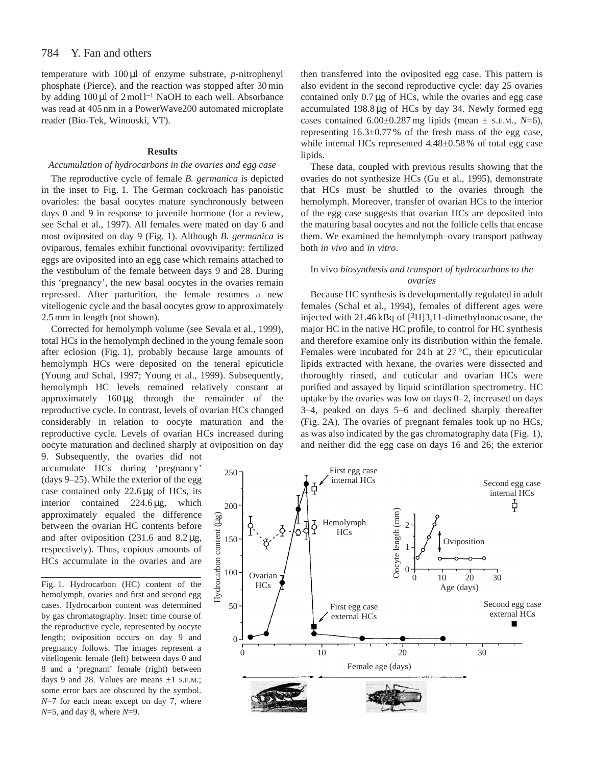temperature with 100 μl of enzyme substrate, *p*-nitrophenyl phosphate (Pierce), and the reaction was stopped after 30 min by adding 100 μl of 2 mol $l^{-1}$ NaOH to each well. Absorbance was read at 405 nm in a PowerWave200 automated microplate reader (Bio-Tek, Winooski, VT).

## Results

### *Accumulation of hydrocarbons in the ovaries and egg case*

The reproductive cycle of female *B. germanica* is depicted in the inset to Fig. 1. The German cockroach has panoistic ovarioles: the basal oocytes mature synchronously between days 0 and 9 in response to juvenile hormone (for a review, see Schal et al., 1997). All females were mated on day 6 and most oviposited on day 9 (Fig. 1). Although *B. germanica* is oviparous, females exhibit functional ovoviviparity: fertilized eggs are oviposited into an egg case which remains attached to the vestibulum of the female between days 9 and 28. During this 'pregnancy', the new basal oocytes in the ovaries remain repressed. After parturition, the female resumes a new vitellogenic cycle and the basal oocytes grow to approximately 2.5 mm in length (not shown).

Corrected for hemolymph volume (see Sevala et al., 1999), total HCs in the hemolymph declined in the young female soon after eclosion (Fig. 1), probably because large amounts of hemolymph HCs were deposited on the teneral epicuticle (Young and Schal, 1997; Young et al., 1999). Subsequently, hemolymph HC levels remained relatively constant at approximately 160 μg through the remainder of the reproductive cycle. In contrast, levels of ovarian HCs changed considerably in relation to oocyte maturation and the reproductive cycle. Levels of ovarian HCs increased during oocyte maturation and declined sharply at oviposition on day 9. Subsequently, the ovaries did not accumulate HCs during 'pregnancy' (days 9–25). While the exterior of the egg case contained only 22.6 μg of HCs, its interior contained 224.6 μg, which approximately equaled the difference between the ovarian HC contents before and after oviposition (231.6 and 8.2 μg, respectively). Thus, copious amounts of HCs accumulate in the ovaries and are then transferred into the oviposited egg case. This pattern is also evident in the second reproductive cycle: day 25 ovaries contained only 0.7 μg of HCs, while the ovaries and egg case accumulated 198.8 μg of HCs by day 34. Newly formed egg cases contained 6.00±0.287 mg lipids (mean ± S.E.M., *N*=6), representing 16.3±0.77 % of the fresh mass of the egg case, while internal HCs represented 4.48±0.58 % of total egg case lipids.

These data, coupled with previous results showing that the ovaries do not synthesize HCs (Gu et al., 1995), demonstrate that HCs must be shuttled to the ovaries through the hemolymph. Moreover, transfer of ovarian HCs to the interior of the egg case suggests that ovarian HCs are deposited into the maturing basal oocytes and not the follicle cells that encase them. We examined the hemolymph–ovary transport pathway both *in vivo* and *in vitro*.

### In vivo *biosynthesis and transport of hydrocarbons to the ovaries*

Because HC synthesis is developmentally regulated in adult females (Schal et al., 1994), females of different ages were injected with 21.46 kBq of [$^{3}$H]3,11-dimethylnonacosane, the major HC in the native HC profile, to control for HC synthesis and therefore examine only its distribution within the female. Females were incubated for 24 h at 27 °C, their epicuticular lipids extracted with hexane, the ovaries were dissected and thoroughly rinsed, and cuticular and ovarian HCs were purified and assayed by liquid scintillation spectrometry. HC uptake by the ovaries was low on days 0–2, increased on days 3–4, peaked on days 5–6 and declined sharply thereafter (Fig. 2A). The ovaries of pregnant females took up no HCs, as was also indicated by the gas chromatography data (Fig. 1), and neither did the egg case on days 16 and 26; the exterior

Fig. 1. Hydrocarbon (HC) content of the hemolymph, ovaries and first and second egg cases. Hydrocarbon content was determined by gas chromatography. Inset: time course of the reproductive cycle, represented by oocyte length; oviposition occurs on day 9 and pregnancy follows. The images represent a vitellogenic female (left) between days 0 and 8 and a 'pregnant' female (right) between days 9 and 28. Values are means ±1 S.E.M.; some error bars are obscured by the symbol. *N*=7 for each mean except on day 7, where *N*=5, and day 8, where *N*=9.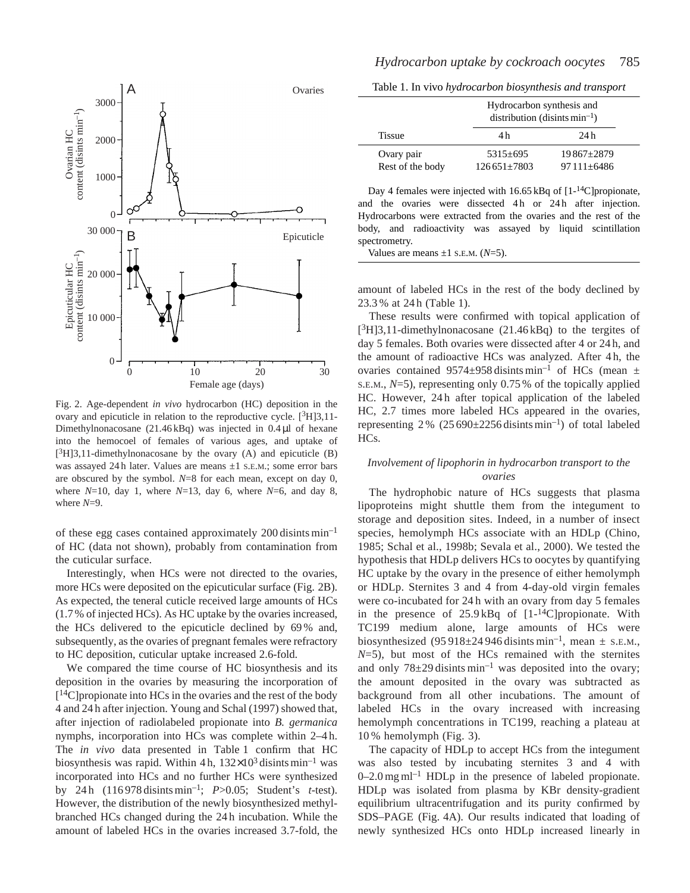Fig. 2. Age-dependent *in vivo* hydrocarbon (HC) deposition in the ovary and epicuticle in relation to the reproductive cycle. [$^3$H]3,11-Dimethylnonacosane (21.46 kBq) was injected in 0.4 µl of hexane into the hemocoel of females of various ages, and uptake of [$^3$H]3,11-dimethylnonacosane by the ovary (A) and epicuticle (B) was assayed 24 h later. Values are means ±1 S.E.M.; some error bars are obscured by the symbol. $N$=8 for each mean, except on day 0, where $N$=10, day 1, where $N$=13, day 6, where $N$=6, and day 8, where $N$=9.

of these egg cases contained approximately 200 disints min$^{-1}$ of HC (data not shown), probably from contamination from the cuticular surface.

Interestingly, when HCs were not directed to the ovaries, more HCs were deposited on the epicuticular surface (Fig. 2B). As expected, the teneral cuticle received large amounts of HCs (1.7 % of injected HCs). As HC uptake by the ovaries increased, the HCs delivered to the epicuticle declined by 69 % and, subsequently, as the ovaries of pregnant females were refractory to HC deposition, cuticular uptake increased 2.6-fold.

We compared the time course of HC biosynthesis and its deposition in the ovaries by measuring the incorporation of [$^{14}$C]propionate into HCs in the ovaries and the rest of the body 4 and 24 h after injection. Young and Schal (1997) showed that, after injection of radiolabeled propionate into *B. germanica* nymphs, incorporation into HCs was complete within 2–4 h. The *in vivo* data presented in Table 1 confirm that HC biosynthesis was rapid. Within 4 h, $132\times10^3$ disints min$^{-1}$ was incorporated into HCs and no further HCs were synthesized by 24 h (116 978 disints min$^{-1}$; $P$>0.05; Student's $t$-test). However, the distribution of the newly biosynthesized methyl-branched HCs changed during the 24 h incubation. While the amount of labeled HCs in the ovaries increased 3.7-fold, the amount of labeled HCs in the rest of the body declined by 23.3 % at 24 h (Table 1).

Table 1. In vivo *hydrocarbon biosynthesis and transport*

| Tissue | Hydrocarbon synthesis and distribution (disints min$^{-1}$) 4 h | 24 h |
|---|---|---|
| Ovary pair | 5315±695 | 19 867±2879 |
| Rest of the body | 126 651±7803 | 97 111±6486 |

Day 4 females were injected with 16.65 kBq of [1-$^{14}$C]propionate, and the ovaries were dissected 4 h or 24 h after injection. Hydrocarbons were extracted from the ovaries and the rest of the body, and radioactivity was assayed by liquid scintillation spectrometry.

Values are means ±1 S.E.M. ($N$=5).

These results were confirmed with topical application of [$^3$H]3,11-dimethylnonacosane (21.46 kBq) to the tergites of day 5 females. Both ovaries were dissected after 4 or 24 h, and the amount of radioactive HCs was analyzed. After 4 h, the ovaries contained 9574±958 disints min$^{-1}$ of HCs (mean ± S.E.M., $N$=5), representing only 0.75 % of the topically applied HC. However, 24 h after topical application of the labeled HC, 2.7 times more labeled HCs appeared in the ovaries, representing 2 % (25 690±2256 disints min$^{-1}$) of total labeled HCs.

### *Involvement of lipophorin in hydrocarbon transport to the ovaries*

The hydrophobic nature of HCs suggests that plasma lipoproteins might shuttle them from the integument to storage and deposition sites. Indeed, in a number of insect species, hemolymph HCs associate with an HDLp (Chino, 1985; Schal et al., 1998b; Sevala et al., 2000). We tested the hypothesis that HDLp delivers HCs to oocytes by quantifying HC uptake by the ovary in the presence of either hemolymph or HDLp. Sternites 3 and 4 from 4-day-old virgin females were co-incubated for 24 h with an ovary from day 5 females in the presence of 25.9 kBq of [1-$^{14}$C]propionate. With TC199 medium alone, large amounts of HCs were biosynthesized (95 918±24 946 disints min$^{-1}$, mean ± S.E.M., $N$=5), but most of the HCs remained with the sternites and only 78±29 disints min$^{-1}$ was deposited into the ovary; the amount deposited in the ovary was subtracted as background from all other incubations. The amount of labeled HCs in the ovary increased with increasing hemolymph concentrations in TC199, reaching a plateau at 10 % hemolymph (Fig. 3).

The capacity of HDLp to accept HCs from the integument was also tested by incubating sternites 3 and 4 with 0–2.0 mg ml$^{-1}$ HDLp in the presence of labeled propionate. HDLp was isolated from plasma by KBr density-gradient equilibrium ultracentrifugation and its purity confirmed by SDS–PAGE (Fig. 4A). Our results indicated that loading of newly synthesized HCs onto HDLp increased linearly in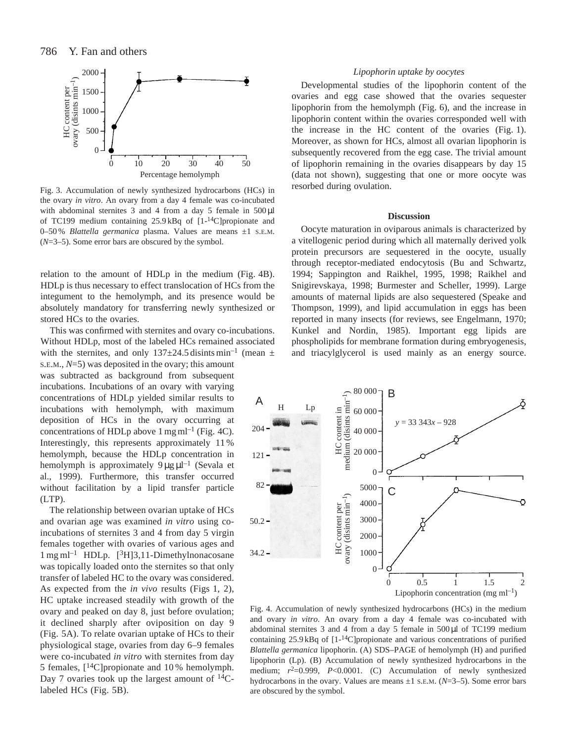Fig. 3. Accumulation of newly synthesized hydrocarbons (HCs) in the ovary *in vitro*. An ovary from a day 4 female was co-incubated with abdominal sternites 3 and 4 from a day 5 female in 500 μl of TC199 medium containing 25.9 kBq of [1-$^{14}$C]propionate and 0–50 % *Blattella germanica* plasma. Values are means ±1 S.E.M. ($N$=3–5). Some error bars are obscured by the symbol.

relation to the amount of HDLp in the medium (Fig. 4B). HDLp is thus necessary to effect translocation of HCs from the integument to the hemolymph, and its presence would be absolutely mandatory for transferring newly synthesized or stored HCs to the ovaries.

This was confirmed with sternites and ovary co-incubations. Without HDLp, most of the labeled HCs remained associated with the sternites, and only 137±24.5 disints min$^{-1}$ (mean ± S.E.M., $N$=5) was deposited in the ovary; this amount was subtracted as background from subsequent incubations. Incubations of an ovary with varying concentrations of HDLp yielded similar results to incubations with hemolymph, with maximum deposition of HCs in the ovary occurring at concentrations of HDLp above 1 mg ml$^{-1}$ (Fig. 4C). Interestingly, this represents approximately 11 % hemolymph, because the HDLp concentration in hemolymph is approximately 9 μg μl$^{-1}$ (Sevala et al., 1999). Furthermore, this transfer occurred without facilitation by a lipid transfer particle (LTP).

The relationship between ovarian uptake of HCs and ovarian age was examined *in vitro* using co-incubations of sternites 3 and 4 from day 5 virgin females together with ovaries of various ages and 1 mg ml$^{-1}$ HDLp. [$^{3}$H]3,11-Dimethylnonacosane was topically loaded onto the sternites so that only transfer of labeled HC to the ovary was considered. As expected from the *in vivo* results (Figs 1, 2), HC uptake increased steadily with growth of the ovary and peaked on day 8, just before ovulation; it declined sharply after oviposition on day 9 (Fig. 5A). To relate ovarian uptake of HCs to their physiological stage, ovaries from day 6–9 females were co-incubated *in vitro* with sternites from day 5 females, [$^{14}$C]propionate and 10 % hemolymph. Day 7 ovaries took up the largest amount of $^{14}$C-labeled HCs (Fig. 5B).

*Lipophorin uptake by oocytes*

Developmental studies of the lipophorin content of the ovaries and egg case showed that the ovaries sequester lipophorin from the hemolymph (Fig. 6), and the increase in lipophorin content within the ovaries corresponded well with the increase in the HC content of the ovaries (Fig. 1). Moreover, as shown for HCs, almost all ovarian lipophorin is subsequently recovered from the egg case. The trivial amount of lipophorin remaining in the ovaries disappears by day 15 (data not shown), suggesting that one or more oocyte was resorbed during ovulation.

## Discussion

Oocyte maturation in oviparous animals is characterized by a vitellogenic period during which all maternally derived yolk protein precursors are sequestered in the oocyte, usually through receptor-mediated endocytosis (Bu and Schwartz, 1994; Sappington and Raikhel, 1995, 1998; Raikhel and Snigirevskaya, 1998; Burmester and Scheller, 1999). Large amounts of maternal lipids are also sequestered (Speake and Thompson, 1999), and lipid accumulation in eggs has been reported in many insects (for reviews, see Engelmann, 1970; Kunkel and Nordin, 1985). Important egg lipids are phospholipids for membrane formation during embryogenesis, and triacylglycerol is used mainly as an energy source.

Fig. 4. Accumulation of newly synthesized hydrocarbons (HCs) in the medium and ovary *in vitro*. An ovary from a day 4 female was co-incubated with abdominal sternites 3 and 4 from a day 5 female in 500 μl of TC199 medium containing 25.9 kBq of [1-$^{14}$C]propionate and various concentrations of purified *Blattella germanica* lipophorin. (A) SDS–PAGE of hemolymph (H) and purified lipophorin (Lp). (B) Accumulation of newly synthesized hydrocarbons in the medium; $r^2$=0.999, $P$<0.0001. (C) Accumulation of newly synthesized hydrocarbons in the ovary. Values are means ±1 S.E.M. ($N$=3–5). Some error bars are obscured by the symbol.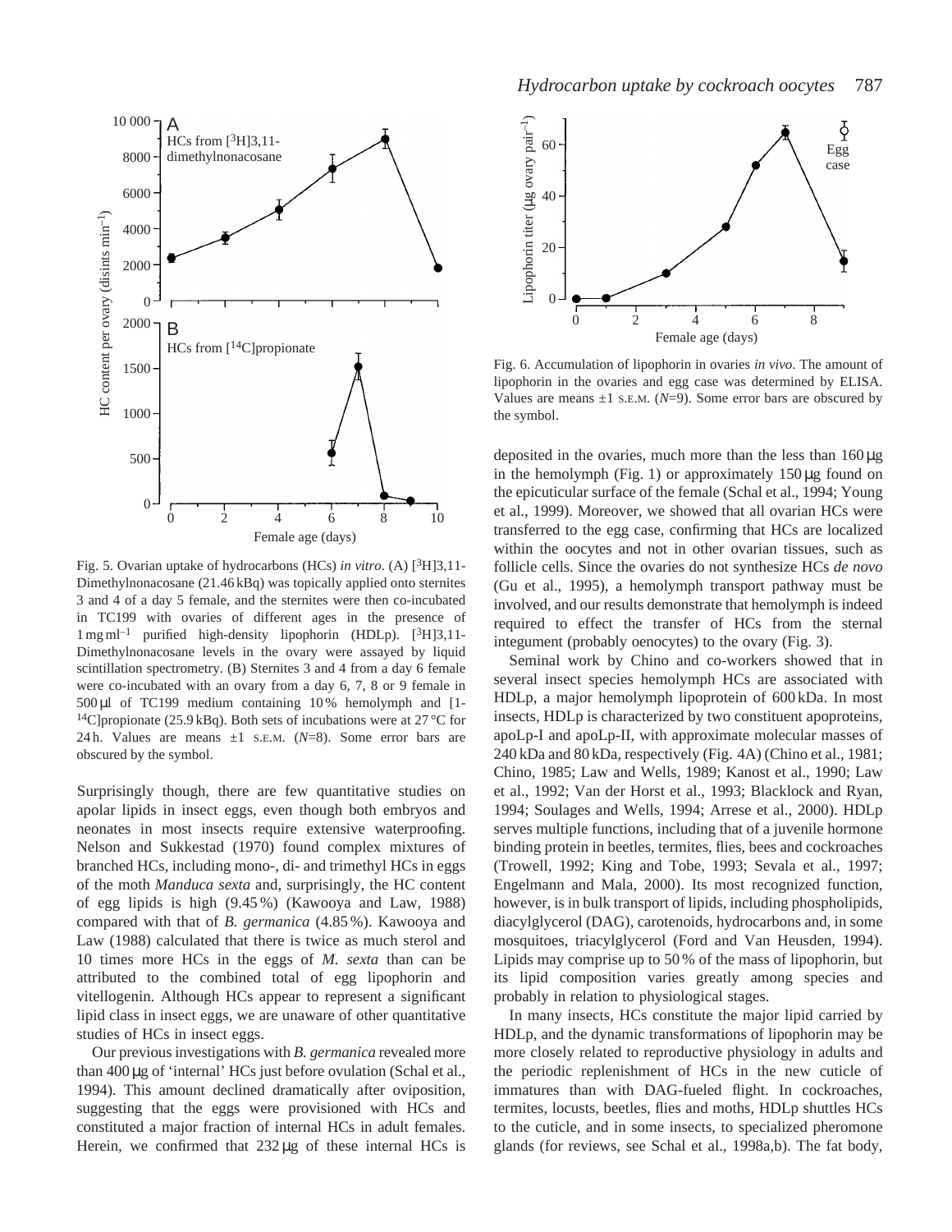Fig. 5. Ovarian uptake of hydrocarbons (HCs) *in vitro*. (A) [$^{3}$H]3,11-Dimethylnonacosane (21.46 kBq) was topically applied onto sternites 3 and 4 of a day 5 female, and the sternites were then co-incubated in TC199 with ovaries of different ages in the presence of 1 mg ml$^{-1}$ purified high-density lipophorin (HDLp). [$^{3}$H]3,11-Dimethylnonacosane levels in the ovary were assayed by liquid scintillation spectrometry. (B) Sternites 3 and 4 from a day 6 female were co-incubated with an ovary from a day 6, 7, 8 or 9 female in 500 µl of TC199 medium containing 10 % hemolymph and [1-$^{14}$C]propionate (25.9 kBq). Both sets of incubations were at 27 °C for 24 h. Values are means ±1 S.E.M. (*N*=8). Some error bars are obscured by the symbol.

Surprisingly though, there are few quantitative studies on apolar lipids in insect eggs, even though both embryos and neonates in most insects require extensive waterproofing. Nelson and Sukkestad (1970) found complex mixtures of branched HCs, including mono-, di- and trimethyl HCs in eggs of the moth *Manduca sexta* and, surprisingly, the HC content of egg lipids is high (9.45 %) (Kawooya and Law, 1988) compared with that of *B. germanica* (4.85 %). Kawooya and Law (1988) calculated that there is twice as much sterol and 10 times more HCs in the eggs of *M. sexta* than can be attributed to the combined total of egg lipophorin and vitellogenin. Although HCs appear to represent a significant lipid class in insect eggs, we are unaware of other quantitative studies of HCs in insect eggs.

Our previous investigations with *B. germanica* revealed more than 400 µg of 'internal' HCs just before ovulation (Schal et al., 1994). This amount declined dramatically after oviposition, suggesting that the eggs were provisioned with HCs and constituted a major fraction of internal HCs in adult females. Herein, we confirmed that 232 µg of these internal HCs is deposited in the ovaries, much more than the less than 160 µg in the hemolymph (Fig. 1) or approximately 150 µg found on the epicuticular surface of the female (Schal et al., 1994; Young et al., 1999). Moreover, we showed that all ovarian HCs were transferred to the egg case, confirming that HCs are localized within the oocytes and not in other ovarian tissues, such as follicle cells. Since the ovaries do not synthesize HCs *de novo* (Gu et al., 1995), a hemolymph transport pathway must be involved, and our results demonstrate that hemolymph is indeed required to effect the transfer of HCs from the sternal integument (probably oenocytes) to the ovary (Fig. 3).

Fig. 6. Accumulation of lipophorin in ovaries *in vivo*. The amount of lipophorin in the ovaries and egg case was determined by ELISA. Values are means ±1 S.E.M. (*N*=9). Some error bars are obscured by the symbol.

Seminal work by Chino and co-workers showed that in several insect species hemolymph HCs are associated with HDLp, a major hemolymph lipoprotein of 600 kDa. In most insects, HDLp is characterized by two constituent apoproteins, apoLp-I and apoLp-II, with approximate molecular masses of 240 kDa and 80 kDa, respectively (Fig. 4A) (Chino et al., 1981; Chino, 1985; Law and Wells, 1989; Kanost et al., 1990; Law et al., 1992; Van der Horst et al., 1993; Blacklock and Ryan, 1994; Soulages and Wells, 1994; Arrese et al., 2000). HDLp serves multiple functions, including that of a juvenile hormone binding protein in beetles, termites, flies, bees and cockroaches (Trowell, 1992; King and Tobe, 1993; Sevala et al., 1997; Engelmann and Mala, 2000). Its most recognized function, however, is in bulk transport of lipids, including phospholipids, diacylglycerol (DAG), carotenoids, hydrocarbons and, in some mosquitoes, triacylglycerol (Ford and Van Heusden, 1994). Lipids may comprise up to 50 % of the mass of lipophorin, but its lipid composition varies greatly among species and probably in relation to physiological stages.

In many insects, HCs constitute the major lipid carried by HDLp, and the dynamic transformations of lipophorin may be more closely related to reproductive physiology in adults and the periodic replenishment of HCs in the new cuticle of immatures than with DAG-fueled flight. In cockroaches, termites, locusts, beetles, flies and moths, HDLp shuttles HCs to the cuticle, and in some insects, to specialized pheromone glands (for reviews, see Schal et al., 1998a,b). The fat body,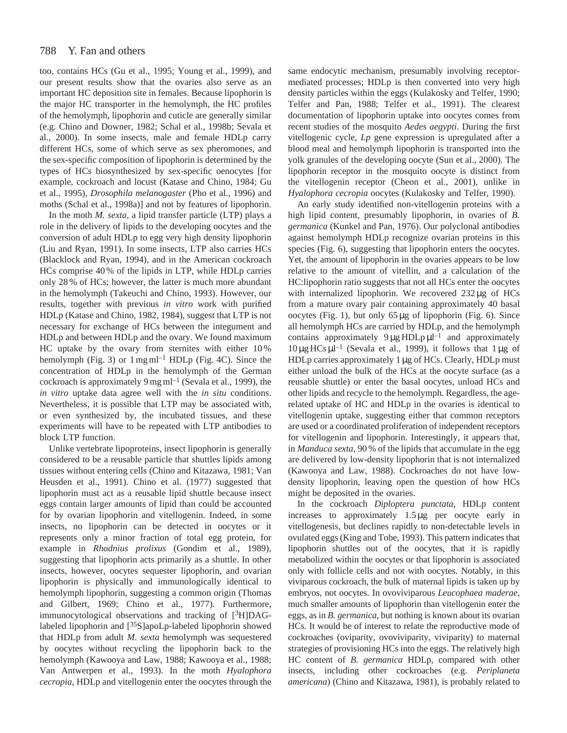too, contains HCs (Gu et al., 1995; Young et al., 1999), and our present results show that the ovaries also serve as an important HC deposition site in females. Because lipophorin is the major HC transporter in the hemolymph, the HC profiles of the hemolymph, lipophorin and cuticle are generally similar (e.g. Chino and Downer, 1982; Schal et al., 1998b; Sevala et al., 2000). In some insects, male and female HDLp carry different HCs, some of which serve as sex pheromones, and the sex-specific composition of lipophorin is determined by the types of HCs biosynthesized by sex-specific oenocytes [for example, cockroach and locust (Katase and Chino, 1984; Gu et al., 1995), *Drosophila melanogaster* (Pho et al., 1996) and moths (Schal et al., 1998a)] and not by features of lipophorin.

In the moth *M. sexta*, a lipid transfer particle (LTP) plays a role in the delivery of lipids to the developing oocytes and the conversion of adult HDLp to egg very high density lipophorin (Liu and Ryan, 1991). In some insects, LTP also carries HCs (Blacklock and Ryan, 1994), and in the American cockroach HCs comprise 40 % of the lipids in LTP, while HDLp carries only 28 % of HCs; however, the latter is much more abundant in the hemolymph (Takeuchi and Chino, 1993). However, our results, together with previous *in vitro* work with purified HDLp (Katase and Chino, 1982, 1984), suggest that LTP is not necessary for exchange of HCs between the integument and HDLp and between HDLp and the ovary. We found maximum HC uptake by the ovary from sternites with either 10 % hemolymph (Fig. 3) or 1 mg ml$^{-1}$ HDLp (Fig. 4C). Since the concentration of HDLp in the hemolymph of the German cockroach is approximately 9 mg ml$^{-1}$ (Sevala et al., 1999), the *in vitro* uptake data agree well with the *in situ* conditions. Nevertheless, it is possible that LTP may be associated with, or even synthesized by, the incubated tissues, and these experiments will have to be repeated with LTP antibodies to block LTP function.

Unlike vertebrate lipoproteins, insect lipophorin is generally considered to be a reusable particle that shuttles lipids among tissues without entering cells (Chino and Kitazawa, 1981; Van Heusden et al., 1991). Chino et al. (1977) suggested that lipophorin must act as a reusable lipid shuttle because insect eggs contain larger amounts of lipid than could be accounted for by ovarian lipophorin and vitellogenin. Indeed, in some insects, no lipophorin can be detected in oocytes or it represents only a minor fraction of total egg protein, for example in *Rhodnius prolixus* (Gondim et al., 1989), suggesting that lipophorin acts primarily as a shuttle. In other insects, however, oocytes sequester lipophorin, and ovarian lipophorin is physically and immunologically identical to hemolymph lipophorin, suggesting a common origin (Thomas and Gilbert, 1969; Chino et al., 1977). Furthermore, immunocytological observations and tracking of [$^{3}$H]DAG-labeled lipophorin and [$^{35}$S]apoLp-labeled lipophorin showed that HDLp from adult *M. sexta* hemolymph was sequestered by oocytes without recycling the lipophorin back to the hemolymph (Kawooya and Law, 1988; Kawooya et al., 1988; Van Antwerpen et al., 1993). In the moth *Hyalophora cecropia*, HDLp and vitellogenin enter the oocytes through the same endocytic mechanism, presumably involving receptor-mediated processes; HDLp is then converted into very high density particles within the eggs (Kulakosky and Telfer, 1990; Telfer and Pan, 1988; Telfer et al., 1991). The clearest documentation of lipophorin uptake into oocytes comes from recent studies of the mosquito *Aedes aegypti*. During the first vitellogenic cycle, *Lp* gene expression is upregulated after a blood meal and hemolymph lipophorin is transported into the yolk granules of the developing oocyte (Sun et al., 2000). The lipophorin receptor in the mosquito oocyte is distinct from the vitellogenin receptor (Cheon et al., 2001), unlike in *Hyalophora cecropia* oocytes (Kulakosky and Telfer, 1990).

An early study identified non-vitellogenin proteins with a high lipid content, presumably lipophorin, in ovaries of *B. germanica* (Kunkel and Pan, 1976). Our polyclonal antibodies against hemolymph HDLp recognize ovarian proteins in this species (Fig. 6), suggesting that lipophorin enters the oocytes. Yet, the amount of lipophorin in the ovaries appears to be low relative to the amount of vitellin, and a calculation of the HC:lipophorin ratio suggests that not all HCs enter the oocytes with internalized lipophorin. We recovered 232 μg of HCs from a mature ovary pair containing approximately 40 basal oocytes (Fig. 1), but only 65 μg of lipophorin (Fig. 6). Since all hemolymph HCs are carried by HDLp, and the hemolymph contains approximately 9 μg HDLp μl$^{-1}$ and approximately 10 μg HCs μl$^{-1}$ (Sevala et al., 1999), it follows that 1 μg of HDLp carries approximately 1 μg of HCs. Clearly, HDLp must either unload the bulk of the HCs at the oocyte surface (as a reusable shuttle) or enter the basal oocytes, unload HCs and other lipids and recycle to the hemolymph. Regardless, the age-related uptake of HC and HDLp in the ovaries is identical to vitellogenin uptake, suggesting either that common receptors are used or a coordinated proliferation of independent receptors for vitellogenin and lipophorin. Interestingly, it appears that, in *Manduca sexta*, 90 % of the lipids that accumulate in the egg are delivered by low-density lipophorin that is not internalized (Kawooya and Law, 1988). Cockroaches do not have low-density lipophorin, leaving open the question of how HCs might be deposited in the ovaries.

In the cockroach *Diploptera punctata*, HDLp content increases to approximately 1.5 μg per oocyte early in vitellogenesis, but declines rapidly to non-detectable levels in ovulated eggs (King and Tobe, 1993). This pattern indicates that lipophorin shuttles out of the oocytes, that it is rapidly metabolized within the oocytes or that lipophorin is associated only with follicle cells and not with oocytes. Notably, in this viviparous cockroach, the bulk of maternal lipids is taken up by embryos, not oocytes. In ovoviviparous *Leucophaea maderae*, much smaller amounts of lipophorin than vitellogenin enter the eggs, as in *B. germanica*, but nothing is known about its ovarian HCs. It would be of interest to relate the reproductive mode of cockroaches (oviparity, ovoviviparity, viviparity) to maternal strategies of provisioning HCs into the eggs. The relatively high HC content of *B. germanica* HDLp, compared with other insects, including other cockroaches (e.g. *Periplaneta americana*) (Chino and Kitazawa, 1981), is probably related to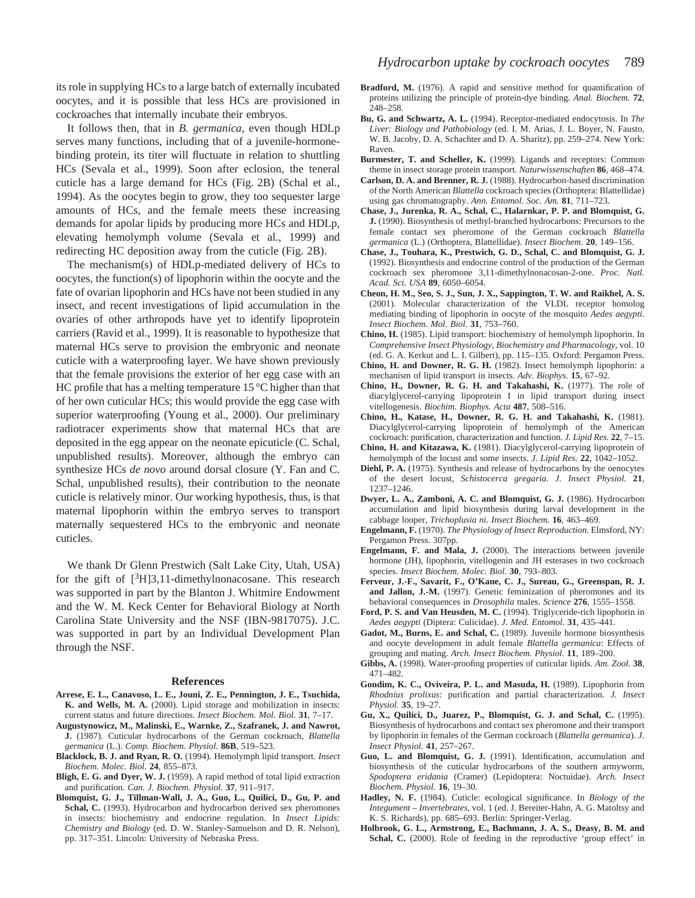its role in supplying HCs to a large batch of externally incubated oocytes, and it is possible that less HCs are provisioned in cockroaches that internally incubate their embryos.

It follows then, that in *B. germanica*, even though HDLp serves many functions, including that of a juvenile-hormone-binding protein, its titer will fluctuate in relation to shuttling HCs (Sevala et al., 1999). Soon after eclosion, the teneral cuticle has a large demand for HCs (Fig. 2B) (Schal et al., 1994). As the oocytes begin to grow, they too sequester large amounts of HCs, and the female meets these increasing demands for apolar lipids by producing more HCs and HDLp, elevating hemolymph volume (Sevala et al., 1999) and redirecting HC deposition away from the cuticle (Fig. 2B).

The mechanism(s) of HDLp-mediated delivery of HCs to oocytes, the function(s) of lipophorin within the oocyte and the fate of ovarian lipophorin and HCs have not been studied in any insect, and recent investigations of lipid accumulation in the ovaries of other arthropods have yet to identify lipoprotein carriers (Ravid et al., 1999). It is reasonable to hypothesize that maternal HCs serve to provision the embryonic and neonate cuticle with a waterproofing layer. We have shown previously that the female provisions the exterior of her egg case with an HC profile that has a melting temperature 15 °C higher than that of her own cuticular HCs; this would provide the egg case with superior waterproofing (Young et al., 2000). Our preliminary radiotracer experiments show that maternal HCs that are deposited in the egg appear on the neonate epicuticle (C. Schal, unpublished results). Moreover, although the embryo can synthesize HCs *de novo* around dorsal closure (Y. Fan and C. Schal, unpublished results), their contribution to the neonate cuticle is relatively minor. Our working hypothesis, thus, is that maternal lipophorin within the embryo serves to transport maternally sequestered HCs to the embryonic and neonate cuticles.

We thank Dr Glenn Prestwich (Salt Lake City, Utah, USA) for the gift of [$^3$H]3,11-dimethylnonacosane. This research was supported in part by the Blanton J. Whitmire Endowment and the W. M. Keck Center for Behavioral Biology at North Carolina State University and the NSF (IBN-9817075). J.C. was supported in part by an Individual Development Plan through the NSF.

## References

**Arrese, E. L., Canavoso, L. E., Jouni, Z. E., Pennington, J. E., Tsuchida, K. and Wells, M. A.** (2000). Lipid storage and mobilization in insects: current status and future directions. *Insect Biochem. Mol. Biol.* **31**, 7–17.

**Augustynowicz, M., Malinski, E., Warnke, Z., Szafranek, J. and Nawrot, J.** (1987). Cuticular hydrocarbons of the German cockroach, *Blattella germanica* (L.). *Comp. Biochem. Physiol.* **86B**, 519–523.

**Blacklock, B. J. and Ryan, R. O.** (1994). Hemolymph lipid transport. *Insect Biochem. Molec. Biol.* **24**, 855–873.

**Bligh, E. G. and Dyer, W. J.** (1959). A rapid method of total lipid extraction and purification. *Can. J. Biochem. Physiol.* **37**, 911–917.

**Blomquist, G. J., Tillman-Wall, J. A., Guo, L., Quilici, D., Gu, P. and Schal, C.** (1993). Hydrocarbon and hydrocarbon derived sex pheromones in insects: biochemistry and endocrine regulation. In *Insect Lipids: Chemistry and Biology* (ed. D. W. Stanley-Samuelson and D. R. Nelson), pp. 317–351. Lincoln: University of Nebraska Press.

**Bradford, M.** (1976). A rapid and sensitive method for quantification of proteins utilizing the principle of protein-dye binding. *Anal. Biochem.* **72**, 248–258.

**Bu, G. and Schwartz, A. L.** (1994). Receptor-mediated endocytosis. In *The Liver: Biology and Pathobiology* (ed. I. M. Arias, J. L. Boyer, N. Fausto, W. B. Jacoby, D. A. Schachter and D. A. Sharitz), pp. 259–274. New York: Raven.

**Burmester, T. and Scheller, K.** (1999). Ligands and receptors: Common theme in insect storage protein transport. *Naturwissenschaften* **86**, 468–474.

**Carlson, D. A. and Brenner, R. J.** (1988). Hydrocarbon-based discrimination of the North American *Blattella* cockroach species (Orthoptera: Blattellidae) using gas chromatography. *Ann. Entomol. Soc. Am.* **81**, 711–723.

**Chase, J., Jurenka, R. A., Schal, C., Halarnkar, P. P. and Blomquist, G. J.** (1990). Biosynthesis of methyl-branched hydrocarbons: Precursors to the female contact sex pheromone of the German cockroach *Blattella germanica* (L.) (Orthoptera, Blattellidae). *Insect Biochem.* **20**, 149–156.

**Chase, J., Touhara, K., Prestwich, G. D., Schal, C. and Blomquist, G. J.** (1992). Biosynthesis and endocrine control of the production of the German cockroach sex pheromone 3,11-dimethylnonacosan-2-one. *Proc. Natl. Acad. Sci. USA* **89**, 6050–6054.

**Cheon, H. M., Seo, S. J., Sun, J. X., Sappington, T. W. and Raikhel, A. S.** (2001). Molecular characterization of the VLDL receptor homolog mediating binding of lipophorin in oocyte of the mosquito *Aedes aegypti*. *Insect Biochem. Mol. Biol.* **31**, 753–760.

**Chino, H.** (1985). Lipid transport: biochemistry of hemolymph lipophorin. In *Comprehensive Insect Physiology, Biochemistry and Pharmacology*, vol. 10 (ed. G. A. Kerkut and L. I. Gilbert), pp. 115–135. Oxford: Pergamon Press.

**Chino, H. and Downer, R. G. H.** (1982). Insect hemolymph lipophorin: a mechanism of lipid transport in insects. *Adv. Biophys.* **15**, 67–92.

**Chino, H., Downer, R. G. H. and Takahashi, K.** (1977). The role of diacylglycerol-carrying lipoprotein I in lipid transport during insect vitellogenesis. *Biochim. Biophys. Acta* **487**, 508–516.

**Chino, H., Katase, H., Downer, R. G. H. and Takahashi, K.** (1981). Diacylglycerol-carrying lipoprotein of hemolymph of the American cockroach: purification, characterization and function. *J. Lipid Res.* **22**, 7–15.

**Chino, H. and Kitazawa, K.** (1981). Diacylglycerol-carrying lipoprotein of hemolymph of the locust and some insects. *J. Lipid Res.* **22**, 1042–1052.

**Diehl, P. A.** (1975). Synthesis and release of hydrocarbons by the oenocytes of the desert locust, *Schistocerca gregaria*. *J. Insect Physiol.* **21**, 1237–1246.

**Dwyer, L. A., Zamboni, A. C. and Blomquist, G. J.** (1986). Hydrocarbon accumulation and lipid biosynthesis during larval development in the cabbage looper, *Trichoplusia ni*. *Insect Biochem.* **16**, 463–469.

**Engelmann, F.** (1970). *The Physiology of Insect Reproduction*. Elmsford, NY: Pergamon Press. 307pp.

**Engelmann, F. and Mala, J.** (2000). The interactions between juvenile hormone (JH), lipophorin, vitellogenin and JH esterases in two cockroach species. *Insect Biochem. Molec. Biol.* **30**, 793–803.

**Ferveur, J.-F., Savarit, F., O'Kane, C. J., Sureau, G., Greenspan, R. J. and Jallon, J.-M.** (1997). Genetic feminization of pheromones and its behavioral consequences in *Drosophila* males. *Science* **276**, 1555–1558.

**Ford, P. S. and Van Heusden, M. C.** (1994). Triglyceride-rich lipophorin in *Aedes aegypti* (Diptera: Culicidae). *J. Med. Entomol.* **31**, 435–441.

**Gadot, M., Burns, E. and Schal, C.** (1989). Juvenile hormone biosynthesis and oocyte development in adult female *Blattella germanica*: Effects of grouping and mating. *Arch. Insect Biochem. Physiol.* **11**, 189–200.

**Gibbs, A.** (1998). Water-proofing properties of cuticular lipids. *Am. Zool.* **38**, 471–482.

**Gondim, K. C., Oviveira, P. L. and Masuda, H.** (1989). Lipophorin from *Rhodnius prolixus*: purification and partial characterization. *J. Insect Physiol.* **35**, 19–27.

**Gu, X., Quilici, D., Juarez, P., Blomquist, G. J. and Schal, C.** (1995). Biosynthesis of hydrocarbons and contact sex pheromone and their transport by lipophorin in females of the German cockroach (*Blattella germanica*). *J. Insect Physiol.* **41**, 257–267.

**Guo, L. and Blomquist, G. J.** (1991). Identification, accumulation and biosynthesis of the cuticular hydrocarbons of the southern armyworm, *Spodoptera eridania* (Cramer) (Lepidoptera: Noctuidae). *Arch. Insect Biochem. Physiol.* **16**, 19–30.

**Hadley, N. F.** (1984). Cuticle: ecological significance. In *Biology of the Integument – Invertebrates*, vol. 1 (ed. J. Bereiter-Hahn, A. G. Matoltsy and K. S. Richards), pp. 685–693. Berlin: Springer-Verlag.

**Holbrook, G. L., Armstrong, E., Bachmann, J. A. S., Deasy, B. M. and Schal, C.** (2000). Role of feeding in the reproductive 'group effect' in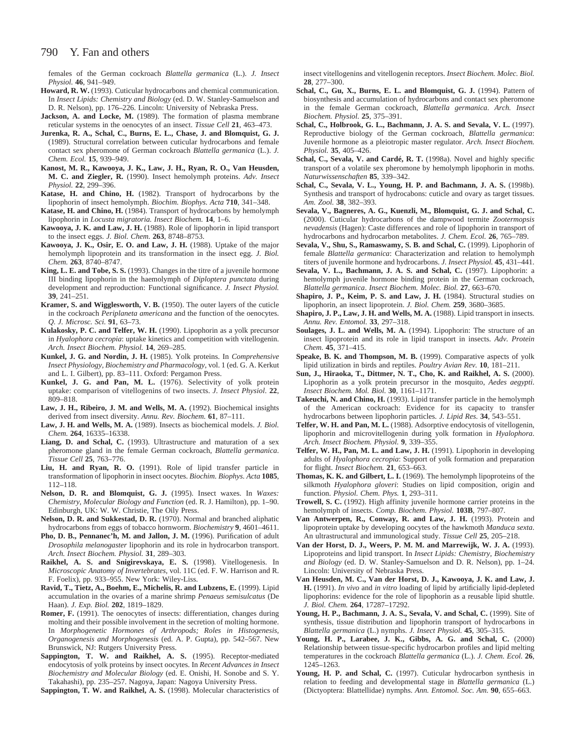females of the German cockroach *Blattella germanica* (L.). *J. Insect Physiol.* **46**, 941–949.

**Howard, R. W.** (1993). Cuticular hydrocarbons and chemical communication. In *Insect Lipids: Chemistry and Biology* (ed. D. W. Stanley-Samuelson and D. R. Nelson), pp. 176–226. Lincoln: University of Nebraska Press.

**Jackson, A. and Locke, M.** (1989). The formation of plasma membrane reticular systems in the oenocytes of an insect. *Tissue Cell* **21**, 463–473.

**Jurenka, R. A., Schal, C., Burns, E. L., Chase, J. and Blomquist, G. J.** (1989). Structural correlation between cuticular hydrocarbons and female contact sex pheromone of German cockroach *Blattella germanica* (L.). *J. Chem. Ecol.* **15**, 939–949.

**Kanost, M. R., Kawooya, J. K., Law, J. H., Ryan, R. O., Van Heusden, M. C. and Ziegler, R.** (1990). Insect hemolymph proteins. *Adv. Insect Physiol.* **22**, 299–396.

**Katase, H. and Chino, H.** (1982). Transport of hydrocarbons by the lipophorin of insect hemolymph. *Biochim. Biophys. Acta* **710**, 341–348.

**Katase, H. and Chino, H.** (1984). Transport of hydrocarbons by hemolymph lipophorin in *Locusta migratoria. Insect Biochem.* **14**, 1–6.

**Kawooya, J. K. and Law, J. H.** (1988). Role of lipophorin in lipid transport to the insect eggs. *J. Biol. Chem.* **263**, 8748–8753.

**Kawooya, J. K., Osir, E. O. and Law, J. H.** (1988). Uptake of the major hemolymph lipoprotein and its transformation in the insect egg. *J. Biol. Chem.* **263**, 8740–8747.

**King, L. E. and Tobe, S. S.** (1993). Changes in the titre of a juvenile hormone III binding lipophorin in the haemolymph of *Diploptera punctata* during development and reproduction: Functional significance. *J. Insect Physiol.* **39**, 241–251.

**Kramer, S. and Wigglesworth, V. B.** (1950). The outer layers of the cuticle in the cockroach *Periplaneta americana* and the function of the oenocytes. *Q. J. Microsc. Sci.* **91**, 63–73.

**Kulakosky, P. C. and Telfer, W. H.** (1990). Lipophorin as a yolk precursor in *Hyalophora cecropia*: uptake kinetics and competition with vitellogenin. *Arch. Insect Biochem. Physiol.* **14**, 269–285.

**Kunkel, J. G. and Nordin, J. H.** (1985). Yolk proteins. In *Comprehensive Insect Physiology, Biochemistry and Pharmacology*, vol. 1 (ed. G. A. Kerkut and L. I. Gilbert), pp. 83–111. Oxford: Pergamon Press.

**Kunkel, J. G. and Pan, M. L.** (1976). Selectivity of yolk protein uptake: comparison of vitellogenins of two insects. *J. Insect Physiol.* **22**, 809–818.

**Law, J. H., Ribeiro, J. M. and Wells, M. A.** (1992). Biochemical insights derived from insect diversity. *Annu. Rev. Biochem.* **61**, 87–111.

**Law, J. H. and Wells, M. A.** (1989). Insects as biochemical models. *J. Biol. Chem.* **264**, 16335–16338.

**Liang, D. and Schal, C.** (1993). Ultrastructure and maturation of a sex pheromone gland in the female German cockroach, *Blattella germanica*. *Tissue Cell* **25**, 763–776.

**Liu, H. and Ryan, R. O.** (1991). Role of lipid transfer particle in transformation of lipophorin in insect oocytes. *Biochim. Biophys. Acta* **1085**, 112–118.

**Nelson, D. R. and Blomquist, G. J.** (1995). Insect waxes. In *Waxes: Chemistry, Molecular Biology and Function* (ed. R. J. Hamilton), pp. 1–90. Edinburgh, UK: W. W. Christie, The Oily Press.

**Nelson, D. R. and Sukkestad, D. R.** (1970). Normal and branched aliphatic hydrocarbons from eggs of tobacco hornworm. *Biochemistry* **9**, 4601–4611.

**Pho, D. B., Pennanec'h, M. and Jallon, J. M.** (1996). Purification of adult *Drosophila melanogaster* lipophorin and its role in hydrocarbon transport. *Arch. Insect Biochem. Physiol.* **31**, 289–303.

**Raikhel, A. S. and Snigirevskaya, E. S.** (1998). Vitellogenesis. In *Microscopic Anatomy of Invertebrates*, vol. 11C (ed. F. W. Harrison and R. F. Foelix), pp. 933–955. New York: Wiley-Liss.

**Ravid, T., Tietz, A., Boehm, E., Michelis, R. and Lubzens, E.** (1999). Lipid accumulation in the ovaries of a marine shrimp *Penaeus semisulcatus* (De Haan). *J. Exp. Biol.* **202**, 1819–1829.

**Romer, F.** (1991). The oenocytes of insects: differentiation, changes during molting and their possible involvement in the secretion of molting hormone. In *Morphogenetic Hormones of Arthropods; Roles in Histogenesis, Organogenesis and Morphogenesis* (ed. A. P. Gupta), pp. 542–567. New Brunswick, NJ: Rutgers University Press.

**Sappington, T. W. and Raikhel, A. S.** (1995). Receptor-mediated endocytosis of yolk proteins by insect oocytes. In *Recent Advances in Insect Biochemistry and Molecular Biology* (ed. E. Onishi, H. Sonobe and S. Y. Takahashi), pp. 235–257. Nagoya, Japan: Nagoya University Press.

**Sappington, T. W. and Raikhel, A. S.** (1998). Molecular characteristics of insect vitellogenins and vitellogenin receptors. *Insect Biochem. Molec. Biol.* **28**, 277–300.

**Schal, C., Gu, X., Burns, E. L. and Blomquist, G. J.** (1994). Pattern of biosynthesis and accumulation of hydrocarbons and contact sex pheromone in the female German cockroach, *Blattella germanica*. *Arch. Insect Biochem. Physiol.* **25**, 375–391.

**Schal, C., Holbrook, G. L., Bachmann, J. A. S. and Sevala, V. L.** (1997). Reproductive biology of the German cockroach, *Blattella germanica*: Juvenile hormone as a pleiotropic master regulator. *Arch. Insect Biochem. Physiol.* **35**, 405–426.

**Schal, C., Sevala, V. and Cardé, R. T.** (1998a). Novel and highly specific transport of a volatile sex pheromone by hemolymph lipophorin in moths. *Naturwissenschaften* **85**, 339–342.

**Schal, C., Sevala, V. L., Young, H. P. and Bachmann, J. A. S.** (1998b). Synthesis and transport of hydrocabons: cuticle and ovary as target tissues. *Am. Zool.* **38**, 382–393.

**Sevala, V., Bagneres, A. G., Kuenzli, M., Blomquist, G. J. and Schal, C.** (2000). Cuticular hydrocarbons of the dampwood termite *Zootermopsis nevadensis* (Hagen): Caste differences and role of lipophorin in transport of hydrocarbons and hydrocarbon metabolites. *J. Chem. Ecol.* **26**, 765–789.

**Sevala, V., Shu, S., Ramaswamy, S. B. and Schal, C.** (1999). Lipophorin of female *Blattella germanica*: Characterization and relation to hemolymph titers of juvenile hormone and hydrocarbons. *J. Insect Physiol.* **45**, 431–441.

**Sevala, V. L., Bachmann, J. A. S. and Schal, C.** (1997). Lipophorin: a hemolymph juvenile hormone binding protein in the German cockroach, *Blattella germanica*. *Insect Biochem. Molec. Biol.* **27**, 663–670.

**Shapiro, J. P., Keim, P. S. and Law, J. H.** (1984). Structural studies on lipophorin, an insect lipoprotein. *J. Biol. Chem.* **259**, 3680–3685.

**Shapiro, J. P., Law, J. H. and Wells, M. A.** (1988). Lipid transport in insects. *Annu. Rev. Entomol.* **33**, 297–318.

**Soulages, J. L. and Wells, M. A.** (1994). Lipophorin: The structure of an insect lipoprotein and its role in lipid transport in insects. *Adv. Protein Chem.* **45**, 371–415.

**Speake, B. K. and Thompson, M. B.** (1999). Comparative aspects of yolk lipid utilization in birds and reptiles. *Poultry Avian Rev.* **10**, 181–211.

**Sun, J., Hiraoka, T., Dittmer, N. T., Cho, K. and Raikhel, A. S.** (2000). Lipophorin as a yolk protein precursor in the mosquito, *Aedes aegypti*. *Insect Biochem. Mol. Biol.* **30**, 1161–1171.

**Takeuchi, N. and Chino, H.** (1993). Lipid transfer particle in the hemolymph of the American cockroach: Evidence for its capacity to transfer hydrocarbons between lipophorin particles. *J. Lipid Res.* **34**, 543–551.

**Telfer, W. H. and Pan, M. L.** (1988). Adsorptive endocytosis of vitellogenin, lipophorin and microvitellogenin during yolk formation in *Hyalophora*. *Arch. Insect Biochem. Physiol.* **9**, 339–355.

**Telfer, W. H., Pan, M. L. and Law, J. H.** (1991). Lipophorin in developing adults of *Hyalophora cecropia*: Support of yolk formation and preparation for flight. *Insect Biochem.* **21**, 653–663.

**Thomas, K. K. and Gilbert, L. I.** (1969). The hemolymph lipoproteins of the silkmoth *Hyalophora gloveri*: Studies on lipid composition, origin and function. *Physiol. Chem. Phys.* **1**, 293–311.

**Trowell, S. C.** (1992). High affinity juvenile hormone carrier proteins in the hemolymph of insects. *Comp. Biochem. Physiol.* **103B**, 797–807.

**Van Antwerpen, R., Conway, R. and Law, J. H.** (1993). Protein and lipoprotein uptake by developing oocytes of the hawkmoth *Manduca sexta*. An ultrastructural and immunological study. *Tissue Cell* **25**, 205–218.

**Van der Horst, D. J., Weers, P. M. M. and Marrewijk, W. J. A.** (1993). Lipoproteins and lipid transport. In *Insect Lipids: Chemistry, Biochemistry and Biology* (ed. D. W. Stanley-Samuelson and D. R. Nelson), pp. 1–24. Lincoln: University of Nebraska Press.

**Van Heusden, M. C., Van der Horst, D. J., Kawooya, J. K. and Law, J. H.** (1991). *In vivo* and *in vitro* loading of lipid by artificially lipid-depleted lipophorins: evidence for the role of lipophorin as a reusable lipid shuttle. *J. Biol. Chem.* **264**, 17287–17292.

**Young, H. P., Bachmann, J. A. S., Sevala, V. and Schal, C.** (1999). Site of synthesis, tissue distribution and lipophorin transport of hydrocarbons in *Blattella germanica* (L.) nymphs. *J. Insect Physiol.* **45**, 305–315.

**Young, H. P., Larabee, J. K., Gibbs, A. G. and Schal, C.** (2000) Relationship between tissue-specific hydrocarbon profiles and lipid melting temperatures in the cockroach *Blattella germanica* (L.). *J. Chem. Ecol.* **26**, 1245–1263.

**Young, H. P. and Schal, C.** (1997). Cuticular hydrocarbon synthesis in relation to feeding and developmental stage in *Blattella germanica* (L.) (Dictyoptera: Blattellidae) nymphs. *Ann. Entomol. Soc. Am.* **90**, 655–663.